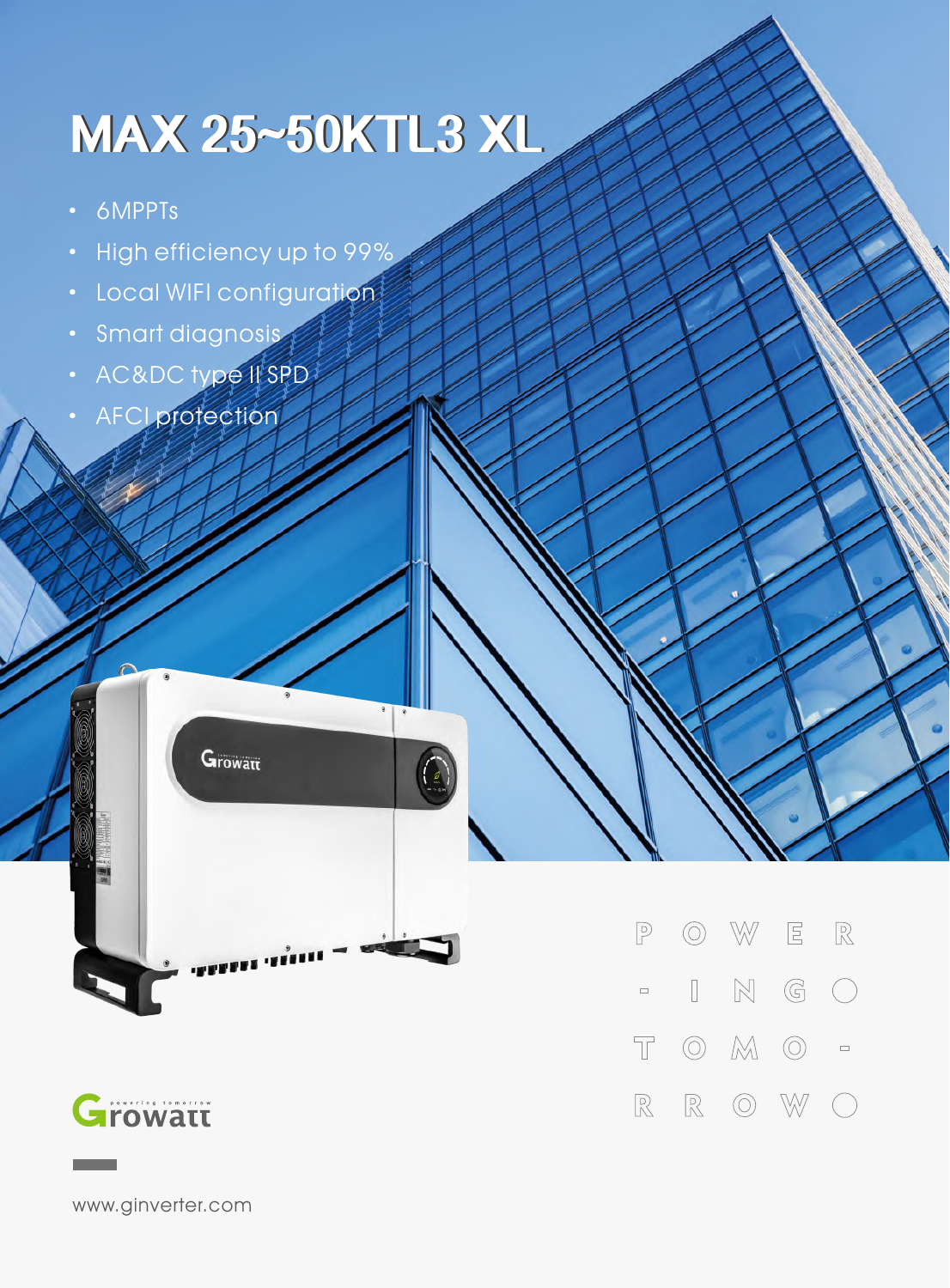# MAX 25~50KTL3 XL

- 6MPPTs
- High efficiency up to 99%
- Local WIFI configuration
- Smart diagnosis
- AC&DC type II SPD
- AFCI protection

POWER-ING TOMO-RROW

Growatt

www.ginverter.com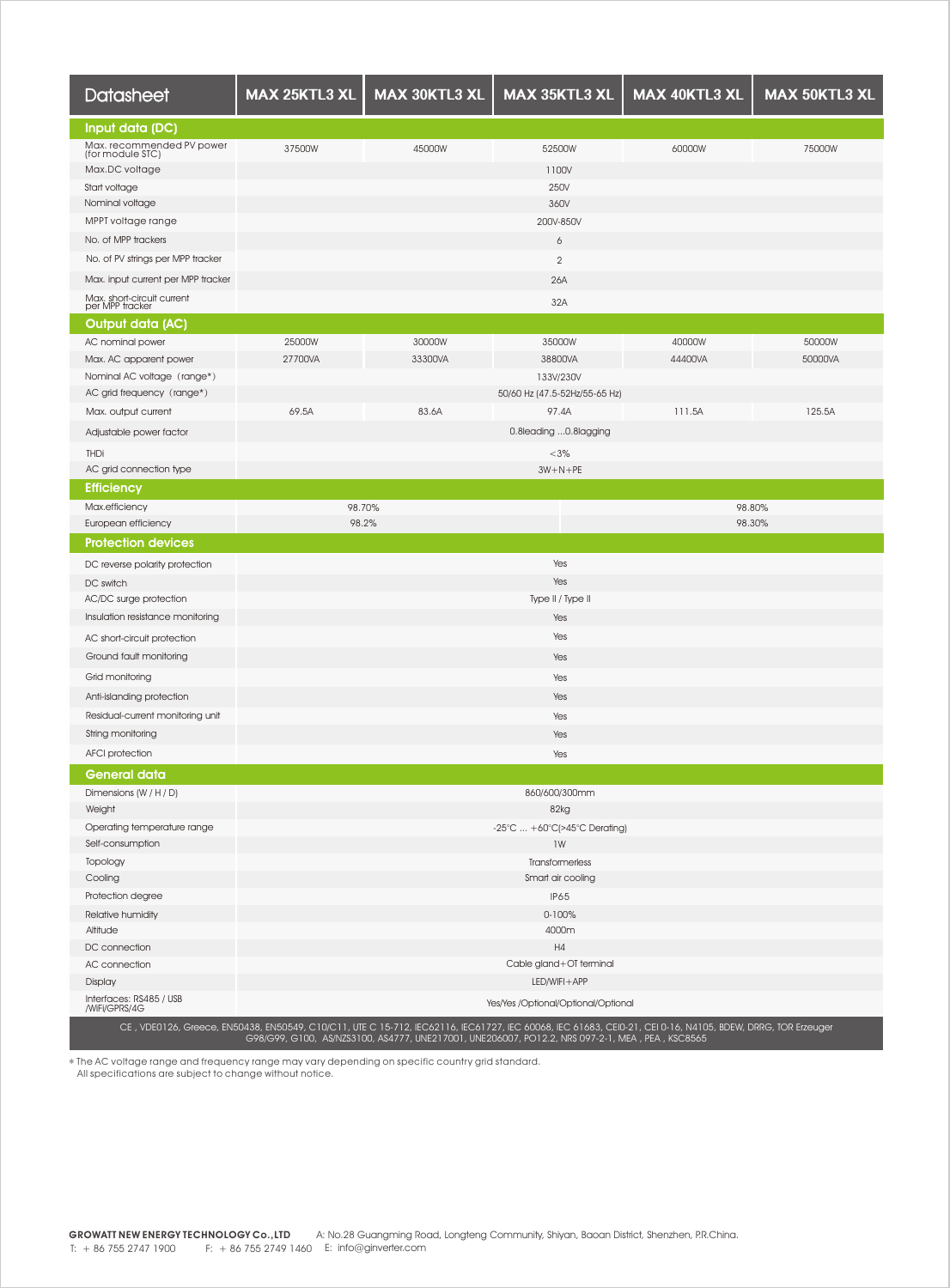| Datasheet | MAX 25KTL3 XL | MAX 30KTL3 XL | MAX 35KTL3 XL | MAX 40KTL3 XL | MAX 50KTL3 XL |
|---|---|---|---|---|---|
| **Input data (DC)** | | | | | |
| Max. recommended PV power (for module STC) | 37500W | 45000W | 52500W | 60000W | 75000W |
| Max.DC voltage | 1100V | | | | |
| Start voltage | 250V | | | | |
| Nominal voltage | 360V | | | | |
| MPPT voltage range | 200V-850V | | | | |
| No. of MPP trackers | 6 | | | | |
| No. of PV strings per MPP tracker | 2 | | | | |
| Max. input current per MPP tracker | 26A | | | | |
| Max. short-circuit current per MPP tracker | 32A | | | | |
| **Output data (AC)** | | | | | |
| AC nominal power | 25000W | 30000W | 35000W | 40000W | 50000W |
| Max. AC apparent power | 27700VA | 33300VA | 38800VA | 44400VA | 50000VA |
| Nominal AC voltage (range*) | 133V/230V | | | | |
| AC grid frequency (range*) | 50/60 Hz (47.5-52Hz/55-65 Hz) | | | | |
| Max. output current | 69.5A | 83.6A | 97.4A | 111.5A | 125.5A |
| Adjustable power factor | 0.8leading ...0.8lagging | | | | |
| THDi | <3% | | | | |
| AC grid connection type | 3W+N+PE | | | | |
| **Efficiency** | | | | | |
| Max.efficiency | 98.70% | | 98.80% | | |
| European efficiency | 98.2% | | 98.30% | | |
| **Protection devices** | | | | | |
| DC reverse polarity protection | Yes | | | | |
| DC switch | Yes | | | | |
| AC/DC surge protection | Type II / Type II | | | | |
| Insulation resistance monitoring | Yes | | | | |
| AC short-circuit protection | Yes | | | | |
| Ground fault monitoring | Yes | | | | |
| Grid monitoring | Yes | | | | |
| Anti-islanding protection | Yes | | | | |
| Residual-current monitoring unit | Yes | | | | |
| String monitoring | Yes | | | | |
| AFCI protection | Yes | | | | |
| **General data** | | | | | |
| Dimensions (W / H / D) | 860/600/300mm | | | | |
| Weight | 82kg | | | | |
| Operating temperature range | -25°C ... +60°C(>45°C Derating) | | | | |
| Self-consumption | 1W | | | | |
| Topology | Transformerless | | | | |
| Cooling | Smart air cooling | | | | |
| Protection degree | IP65 | | | | |
| Relative humidity | 0-100% | | | | |
| Altitude | 4000m | | | | |
| DC connection | H4 | | | | |
| AC connection | Cable gland+OT terminal | | | | |
| Display | LED/WIFI+APP | | | | |
| Interfaces: RS485 / USB /WIFI/GPRS/4G | Yes/Yes /Optional/Optional/Optional | | | | |

CE , VDE0126, Greece, EN50438, EN50549, C10/C11, UTE C 15-712, IEC62116, IEC61727, IEC 60068, IEC 61683, CEI0-21, CEI 0-16, N4105, BDEW, DRRG, TOR Erzeuger G98/G99, G100, AS/NZS3100, AS4777, UNE217001, UNE206007, PO12.2, NRS 097-2-1, MEA , PEA , KSC8565

* The AC voltage range and frequency range may vary depending on specific country grid standard.
All specifications are subject to change without notice.

**GROWATT NEW ENERGY TECHNOLOGY Co.,LTD** A: No.28 Guangming Road, Longteng Community, Shiyan, Baoan District, Shenzhen, P.R.China.
T: + 86 755 2747 1900 F: + 86 755 2749 1460 E: info@ginverter.com